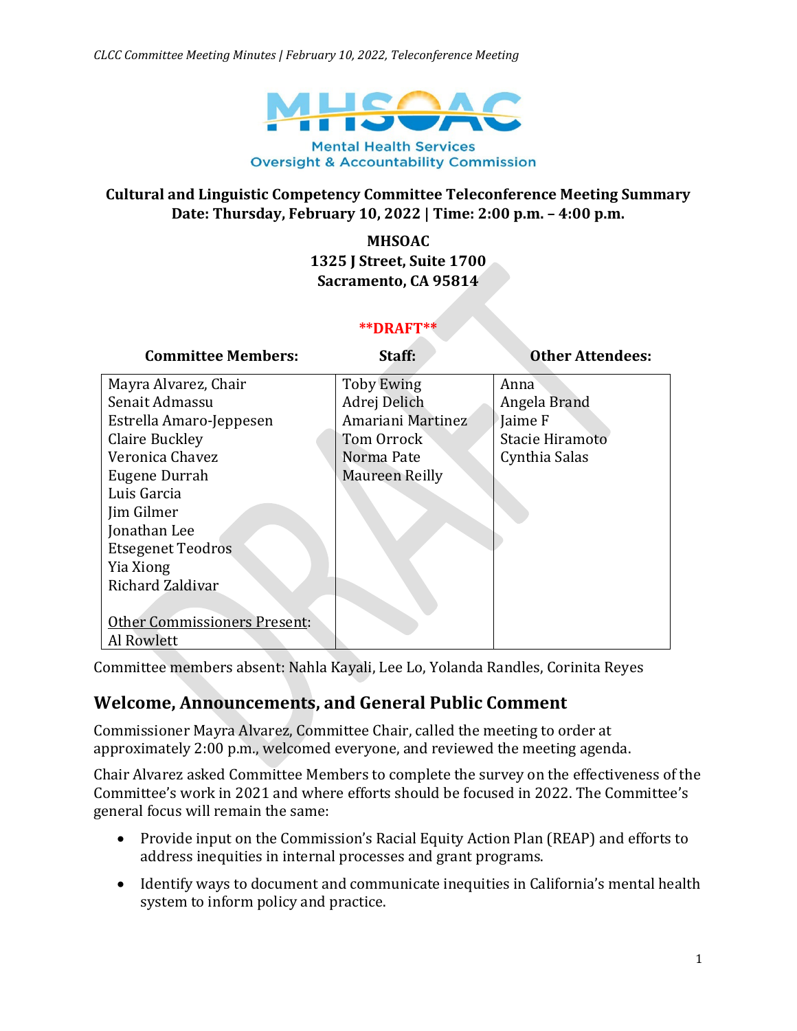Mental Health Services Oversight & Accountability Commission

**Cultural and Linguistic Competency Committee Teleconference Meeting Summary**
**Date: Thursday, February 10, 2022 | Time: 2:00 p.m. – 4:00 p.m.**

**MHSOAC**
**1325 J Street, Suite 1700**
**Sacramento, CA 95814**

****DRAFT****

| Committee Members: | Staff: | Other Attendees: |
|---|---|---|
| Mayra Alvarez, Chair<br>Senait Admassu<br>Estrella Amaro-Jeppesen<br>Claire Buckley<br>Veronica Chavez<br>Eugene Durrah<br>Luis Garcia<br>Jim Gilmer<br>Jonathan Lee<br>Etsegenet Teodros<br>Yia Xiong<br>Richard Zaldivar<br><br>Other Commissioners Present:<br>Al Rowlett | Toby Ewing<br>Adrej Delich<br>Amariani Martinez<br>Tom Orrock<br>Norma Pate<br>Maureen Reilly | Anna<br>Angela Brand<br>Jaime F<br>Stacie Hiramoto<br>Cynthia Salas |

Committee members absent: Nahla Kayali, Lee Lo, Yolanda Randles, Corinita Reyes

## Welcome, Announcements, and General Public Comment

Commissioner Mayra Alvarez, Committee Chair, called the meeting to order at approximately 2:00 p.m., welcomed everyone, and reviewed the meeting agenda.

Chair Alvarez asked Committee Members to complete the survey on the effectiveness of the Committee's work in 2021 and where efforts should be focused in 2022. The Committee's general focus will remain the same:

- Provide input on the Commission's Racial Equity Action Plan (REAP) and efforts to address inequities in internal processes and grant programs.
- Identify ways to document and communicate inequities in California's mental health system to inform policy and practice.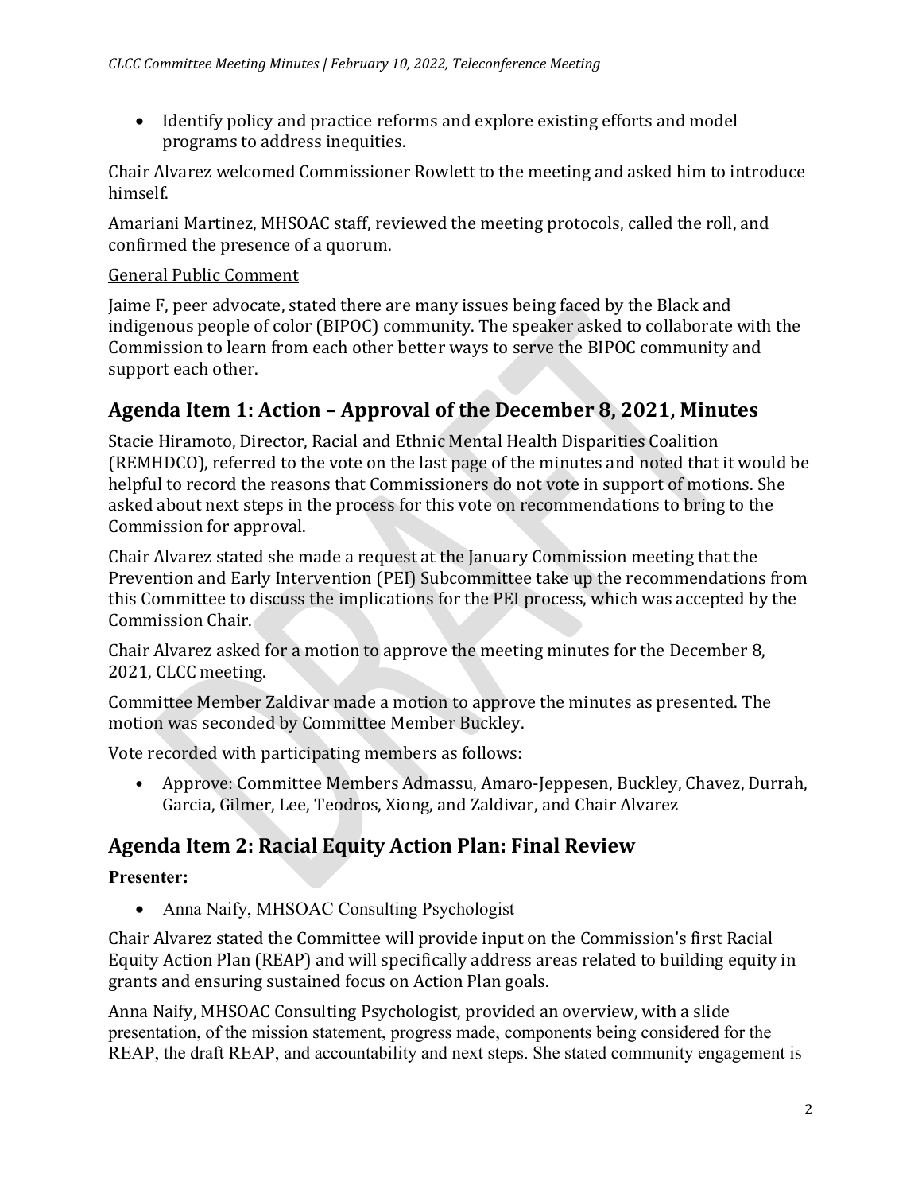- Identify policy and practice reforms and explore existing efforts and model programs to address inequities.

Chair Alvarez welcomed Commissioner Rowlett to the meeting and asked him to introduce himself.

Amariani Martinez, MHSOAC staff, reviewed the meeting protocols, called the roll, and confirmed the presence of a quorum.

General Public Comment

Jaime F, peer advocate, stated there are many issues being faced by the Black and indigenous people of color (BIPOC) community. The speaker asked to collaborate with the Commission to learn from each other better ways to serve the BIPOC community and support each other.

## Agenda Item 1: Action – Approval of the December 8, 2021, Minutes

Stacie Hiramoto, Director, Racial and Ethnic Mental Health Disparities Coalition (REMHDCO), referred to the vote on the last page of the minutes and noted that it would be helpful to record the reasons that Commissioners do not vote in support of motions. She asked about next steps in the process for this vote on recommendations to bring to the Commission for approval.

Chair Alvarez stated she made a request at the January Commission meeting that the Prevention and Early Intervention (PEI) Subcommittee take up the recommendations from this Committee to discuss the implications for the PEI process, which was accepted by the Commission Chair.

Chair Alvarez asked for a motion to approve the meeting minutes for the December 8, 2021, CLCC meeting.

Committee Member Zaldivar made a motion to approve the minutes as presented. The motion was seconded by Committee Member Buckley.

Vote recorded with participating members as follows:

- Approve: Committee Members Admassu, Amaro-Jeppesen, Buckley, Chavez, Durrah, Garcia, Gilmer, Lee, Teodros, Xiong, and Zaldivar, and Chair Alvarez

## Agenda Item 2: Racial Equity Action Plan: Final Review

**Presenter:**

- Anna Naify, MHSOAC Consulting Psychologist

Chair Alvarez stated the Committee will provide input on the Commission's first Racial Equity Action Plan (REAP) and will specifically address areas related to building equity in grants and ensuring sustained focus on Action Plan goals.

Anna Naify, MHSOAC Consulting Psychologist, provided an overview, with a slide presentation, of the mission statement, progress made, components being considered for the REAP, the draft REAP, and accountability and next steps. She stated community engagement is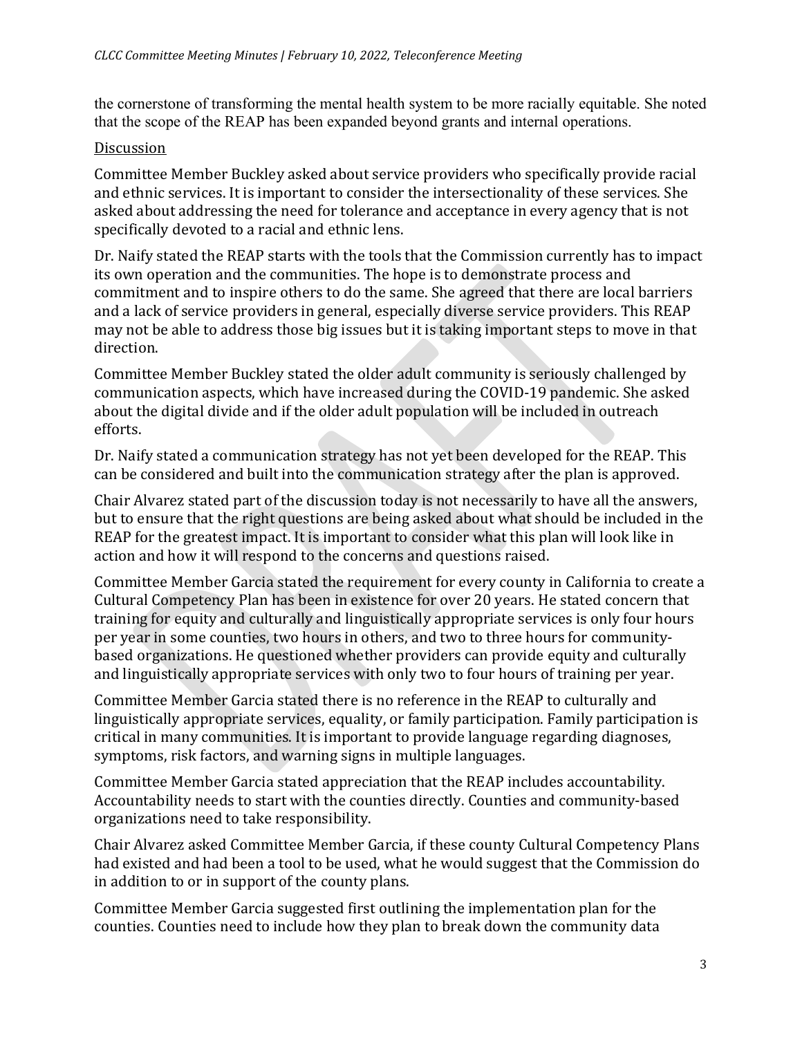the cornerstone of transforming the mental health system to be more racially equitable. She noted that the scope of the REAP has been expanded beyond grants and internal operations.

Discussion

Committee Member Buckley asked about service providers who specifically provide racial and ethnic services. It is important to consider the intersectionality of these services. She asked about addressing the need for tolerance and acceptance in every agency that is not specifically devoted to a racial and ethnic lens.

Dr. Naify stated the REAP starts with the tools that the Commission currently has to impact its own operation and the communities. The hope is to demonstrate process and commitment and to inspire others to do the same. She agreed that there are local barriers and a lack of service providers in general, especially diverse service providers. This REAP may not be able to address those big issues but it is taking important steps to move in that direction.

Committee Member Buckley stated the older adult community is seriously challenged by communication aspects, which have increased during the COVID-19 pandemic. She asked about the digital divide and if the older adult population will be included in outreach efforts.

Dr. Naify stated a communication strategy has not yet been developed for the REAP. This can be considered and built into the communication strategy after the plan is approved.

Chair Alvarez stated part of the discussion today is not necessarily to have all the answers, but to ensure that the right questions are being asked about what should be included in the REAP for the greatest impact. It is important to consider what this plan will look like in action and how it will respond to the concerns and questions raised.

Committee Member Garcia stated the requirement for every county in California to create a Cultural Competency Plan has been in existence for over 20 years. He stated concern that training for equity and culturally and linguistically appropriate services is only four hours per year in some counties, two hours in others, and two to three hours for community-based organizations. He questioned whether providers can provide equity and culturally and linguistically appropriate services with only two to four hours of training per year.

Committee Member Garcia stated there is no reference in the REAP to culturally and linguistically appropriate services, equality, or family participation. Family participation is critical in many communities. It is important to provide language regarding diagnoses, symptoms, risk factors, and warning signs in multiple languages.

Committee Member Garcia stated appreciation that the REAP includes accountability. Accountability needs to start with the counties directly. Counties and community-based organizations need to take responsibility.

Chair Alvarez asked Committee Member Garcia, if these county Cultural Competency Plans had existed and had been a tool to be used, what he would suggest that the Commission do in addition to or in support of the county plans.

Committee Member Garcia suggested first outlining the implementation plan for the counties. Counties need to include how they plan to break down the community data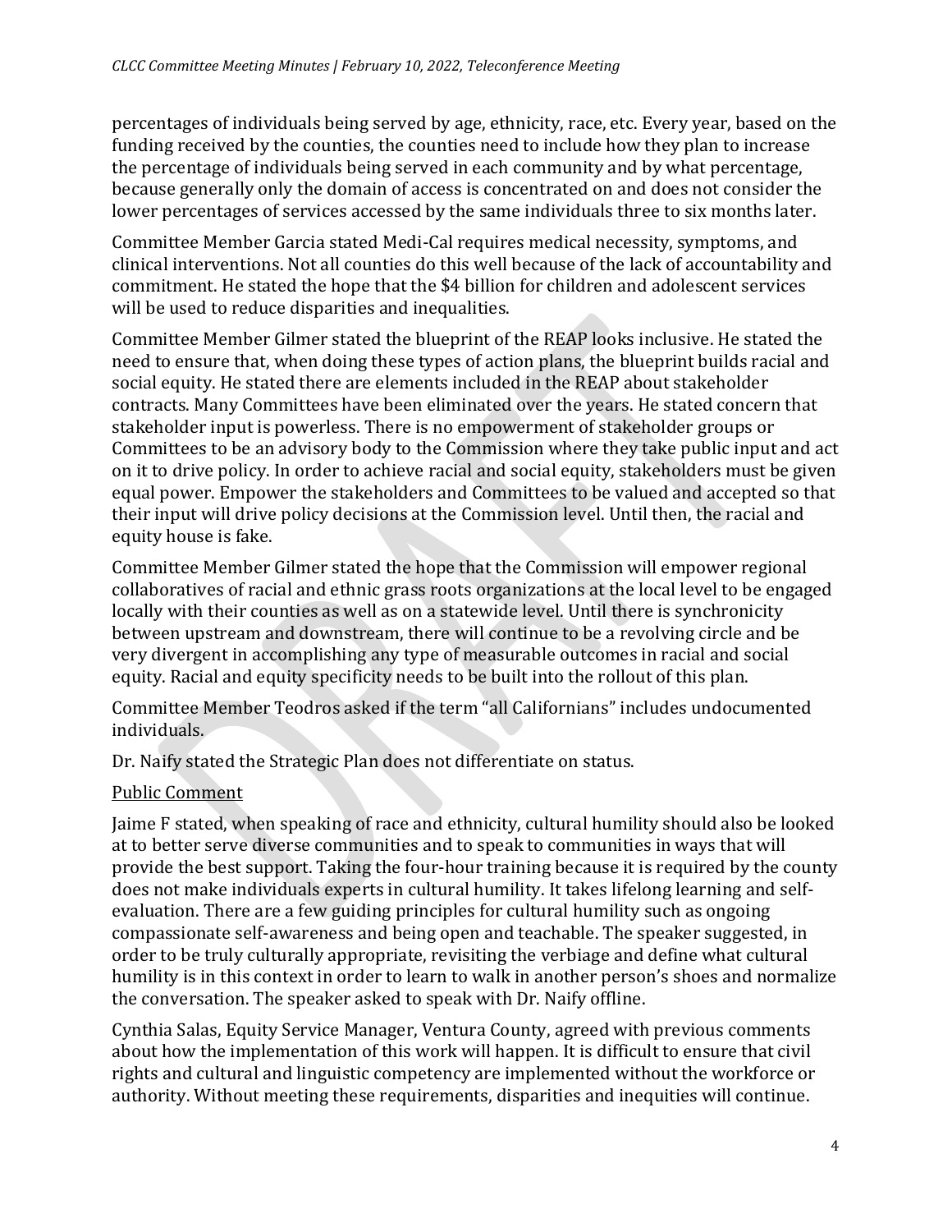percentages of individuals being served by age, ethnicity, race, etc. Every year, based on the funding received by the counties, the counties need to include how they plan to increase the percentage of individuals being served in each community and by what percentage, because generally only the domain of access is concentrated on and does not consider the lower percentages of services accessed by the same individuals three to six months later.

Committee Member Garcia stated Medi-Cal requires medical necessity, symptoms, and clinical interventions. Not all counties do this well because of the lack of accountability and commitment. He stated the hope that the $4 billion for children and adolescent services will be used to reduce disparities and inequalities.

Committee Member Gilmer stated the blueprint of the REAP looks inclusive. He stated the need to ensure that, when doing these types of action plans, the blueprint builds racial and social equity. He stated there are elements included in the REAP about stakeholder contracts. Many Committees have been eliminated over the years. He stated concern that stakeholder input is powerless. There is no empowerment of stakeholder groups or Committees to be an advisory body to the Commission where they take public input and act on it to drive policy. In order to achieve racial and social equity, stakeholders must be given equal power. Empower the stakeholders and Committees to be valued and accepted so that their input will drive policy decisions at the Commission level. Until then, the racial and equity house is fake.

Committee Member Gilmer stated the hope that the Commission will empower regional collaboratives of racial and ethnic grass roots organizations at the local level to be engaged locally with their counties as well as on a statewide level. Until there is synchronicity between upstream and downstream, there will continue to be a revolving circle and be very divergent in accomplishing any type of measurable outcomes in racial and social equity. Racial and equity specificity needs to be built into the rollout of this plan.

Committee Member Teodros asked if the term "all Californians" includes undocumented individuals.

Dr. Naify stated the Strategic Plan does not differentiate on status.

<u>Public Comment</u>

Jaime F stated, when speaking of race and ethnicity, cultural humility should also be looked at to better serve diverse communities and to speak to communities in ways that will provide the best support. Taking the four-hour training because it is required by the county does not make individuals experts in cultural humility. It takes lifelong learning and self-evaluation. There are a few guiding principles for cultural humility such as ongoing compassionate self-awareness and being open and teachable. The speaker suggested, in order to be truly culturally appropriate, revisiting the verbiage and define what cultural humility is in this context in order to learn to walk in another person's shoes and normalize the conversation. The speaker asked to speak with Dr. Naify offline.

Cynthia Salas, Equity Service Manager, Ventura County, agreed with previous comments about how the implementation of this work will happen. It is difficult to ensure that civil rights and cultural and linguistic competency are implemented without the workforce or authority. Without meeting these requirements, disparities and inequities will continue.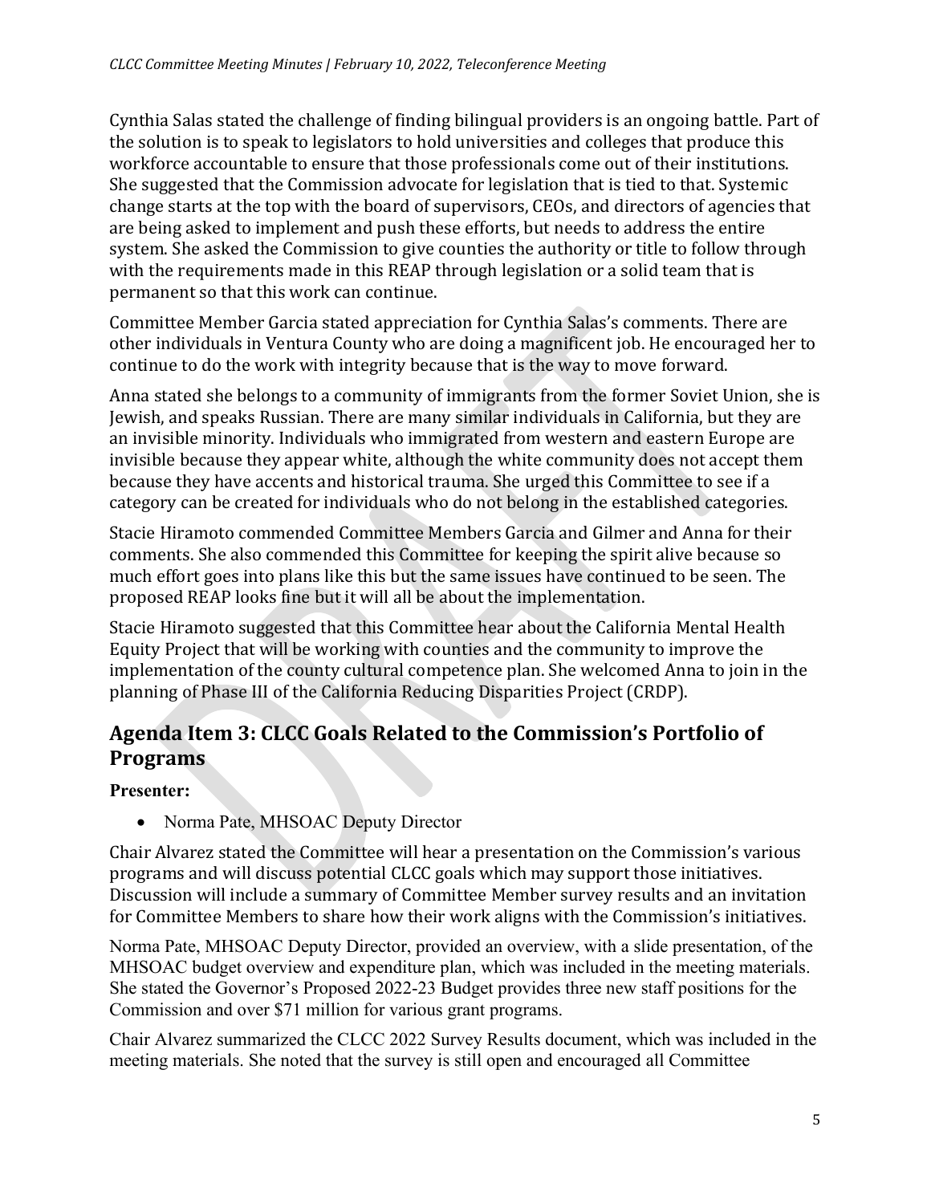Cynthia Salas stated the challenge of finding bilingual providers is an ongoing battle. Part of the solution is to speak to legislators to hold universities and colleges that produce this workforce accountable to ensure that those professionals come out of their institutions. She suggested that the Commission advocate for legislation that is tied to that. Systemic change starts at the top with the board of supervisors, CEOs, and directors of agencies that are being asked to implement and push these efforts, but needs to address the entire system. She asked the Commission to give counties the authority or title to follow through with the requirements made in this REAP through legislation or a solid team that is permanent so that this work can continue.

Committee Member Garcia stated appreciation for Cynthia Salas's comments. There are other individuals in Ventura County who are doing a magnificent job. He encouraged her to continue to do the work with integrity because that is the way to move forward.

Anna stated she belongs to a community of immigrants from the former Soviet Union, she is Jewish, and speaks Russian. There are many similar individuals in California, but they are an invisible minority. Individuals who immigrated from western and eastern Europe are invisible because they appear white, although the white community does not accept them because they have accents and historical trauma. She urged this Committee to see if a category can be created for individuals who do not belong in the established categories.

Stacie Hiramoto commended Committee Members Garcia and Gilmer and Anna for their comments. She also commended this Committee for keeping the spirit alive because so much effort goes into plans like this but the same issues have continued to be seen. The proposed REAP looks fine but it will all be about the implementation.

Stacie Hiramoto suggested that this Committee hear about the California Mental Health Equity Project that will be working with counties and the community to improve the implementation of the county cultural competence plan. She welcomed Anna to join in the planning of Phase III of the California Reducing Disparities Project (CRDP).

## Agenda Item 3: CLCC Goals Related to the Commission's Portfolio of Programs

**Presenter:**

- Norma Pate, MHSOAC Deputy Director

Chair Alvarez stated the Committee will hear a presentation on the Commission's various programs and will discuss potential CLCC goals which may support those initiatives. Discussion will include a summary of Committee Member survey results and an invitation for Committee Members to share how their work aligns with the Commission's initiatives.

Norma Pate, MHSOAC Deputy Director, provided an overview, with a slide presentation, of the MHSOAC budget overview and expenditure plan, which was included in the meeting materials. She stated the Governor's Proposed 2022-23 Budget provides three new staff positions for the Commission and over $71 million for various grant programs.

Chair Alvarez summarized the CLCC 2022 Survey Results document, which was included in the meeting materials. She noted that the survey is still open and encouraged all Committee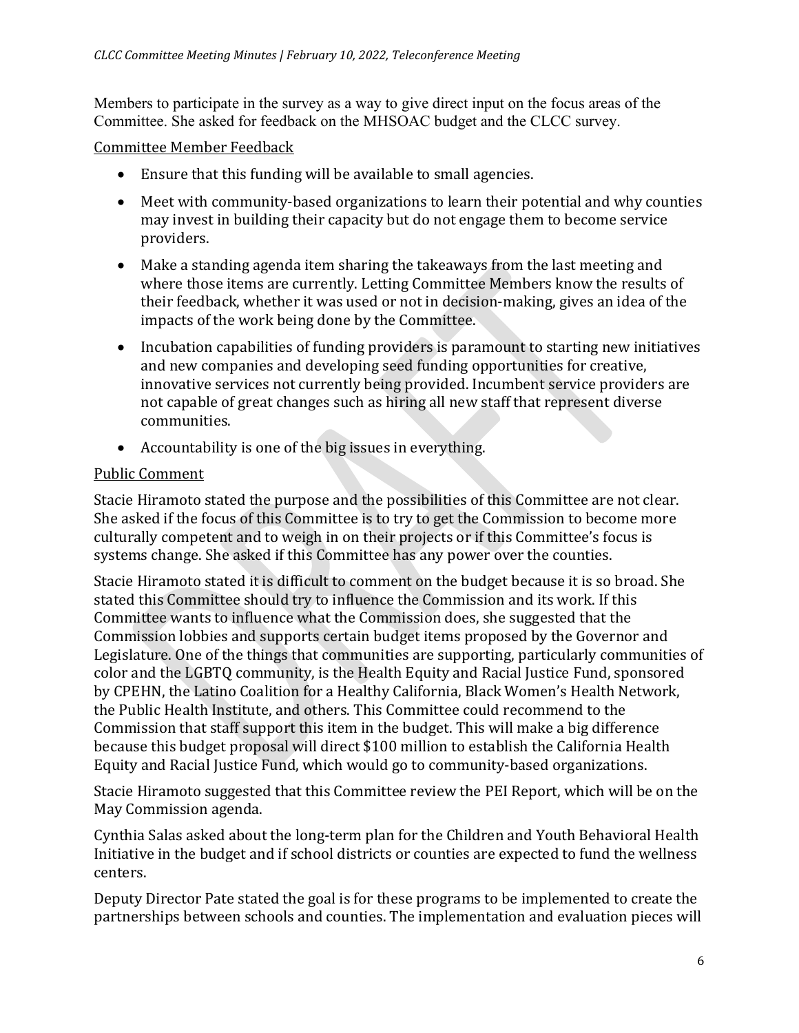Members to participate in the survey as a way to give direct input on the focus areas of the Committee. She asked for feedback on the MHSOAC budget and the CLCC survey.

Committee Member Feedback

- Ensure that this funding will be available to small agencies.
- Meet with community-based organizations to learn their potential and why counties may invest in building their capacity but do not engage them to become service providers.
- Make a standing agenda item sharing the takeaways from the last meeting and where those items are currently. Letting Committee Members know the results of their feedback, whether it was used or not in decision-making, gives an idea of the impacts of the work being done by the Committee.
- Incubation capabilities of funding providers is paramount to starting new initiatives and new companies and developing seed funding opportunities for creative, innovative services not currently being provided. Incumbent service providers are not capable of great changes such as hiring all new staff that represent diverse communities.
- Accountability is one of the big issues in everything.

Public Comment

Stacie Hiramoto stated the purpose and the possibilities of this Committee are not clear. She asked if the focus of this Committee is to try to get the Commission to become more culturally competent and to weigh in on their projects or if this Committee's focus is systems change. She asked if this Committee has any power over the counties.

Stacie Hiramoto stated it is difficult to comment on the budget because it is so broad. She stated this Committee should try to influence the Commission and its work. If this Committee wants to influence what the Commission does, she suggested that the Commission lobbies and supports certain budget items proposed by the Governor and Legislature. One of the things that communities are supporting, particularly communities of color and the LGBTQ community, is the Health Equity and Racial Justice Fund, sponsored by CPEHN, the Latino Coalition for a Healthy California, Black Women's Health Network, the Public Health Institute, and others. This Committee could recommend to the Commission that staff support this item in the budget. This will make a big difference because this budget proposal will direct $100 million to establish the California Health Equity and Racial Justice Fund, which would go to community-based organizations.

Stacie Hiramoto suggested that this Committee review the PEI Report, which will be on the May Commission agenda.

Cynthia Salas asked about the long-term plan for the Children and Youth Behavioral Health Initiative in the budget and if school districts or counties are expected to fund the wellness centers.

Deputy Director Pate stated the goal is for these programs to be implemented to create the partnerships between schools and counties. The implementation and evaluation pieces will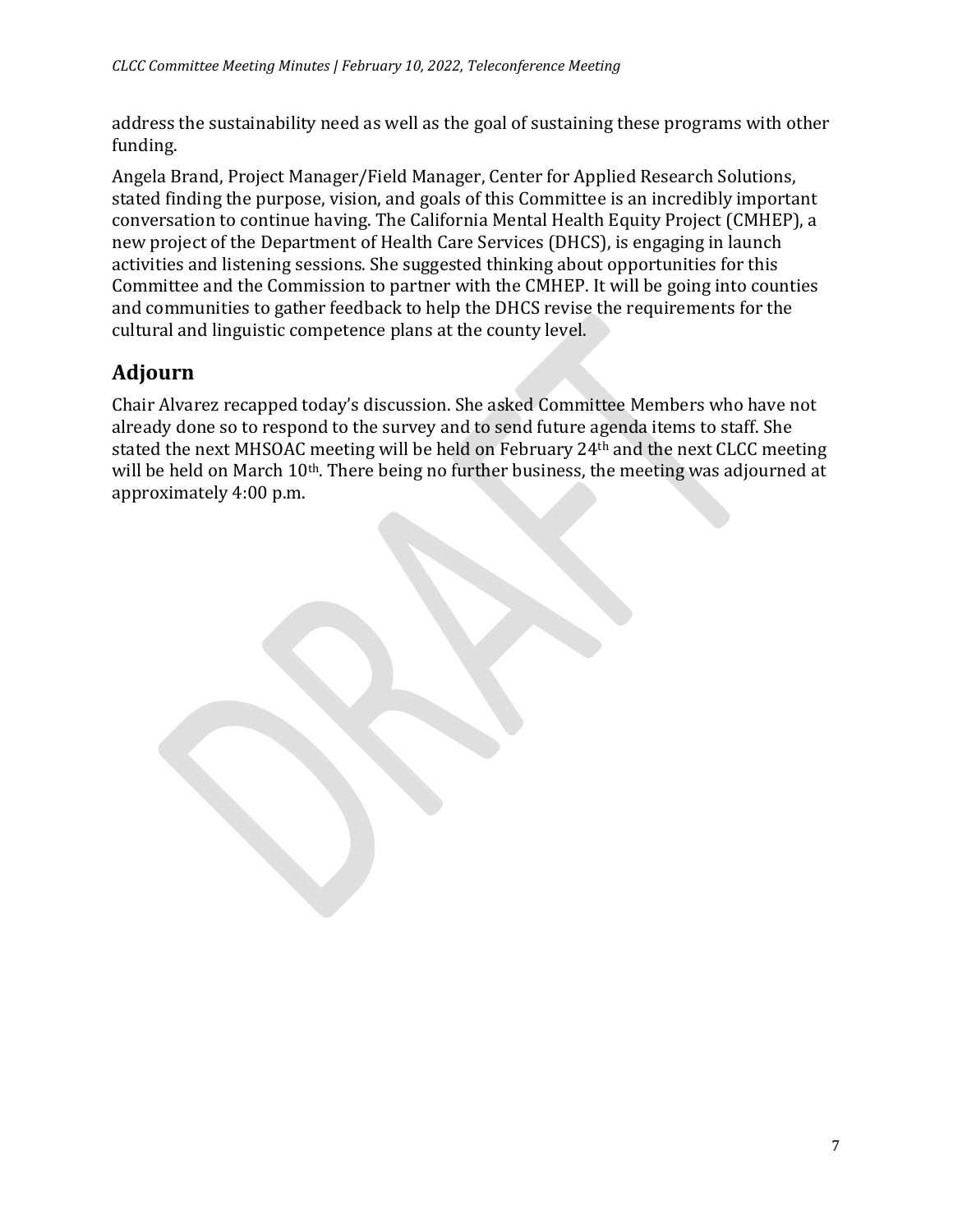address the sustainability need as well as the goal of sustaining these programs with other funding.

Angela Brand, Project Manager/Field Manager, Center for Applied Research Solutions, stated finding the purpose, vision, and goals of this Committee is an incredibly important conversation to continue having. The California Mental Health Equity Project (CMHEP), a new project of the Department of Health Care Services (DHCS), is engaging in launch activities and listening sessions. She suggested thinking about opportunities for this Committee and the Commission to partner with the CMHEP. It will be going into counties and communities to gather feedback to help the DHCS revise the requirements for the cultural and linguistic competence plans at the county level.

## Adjourn

Chair Alvarez recapped today's discussion. She asked Committee Members who have not already done so to respond to the survey and to send future agenda items to staff. She stated the next MHSOAC meeting will be held on February 24th and the next CLCC meeting will be held on March 10th. There being no further business, the meeting was adjourned at approximately 4:00 p.m.